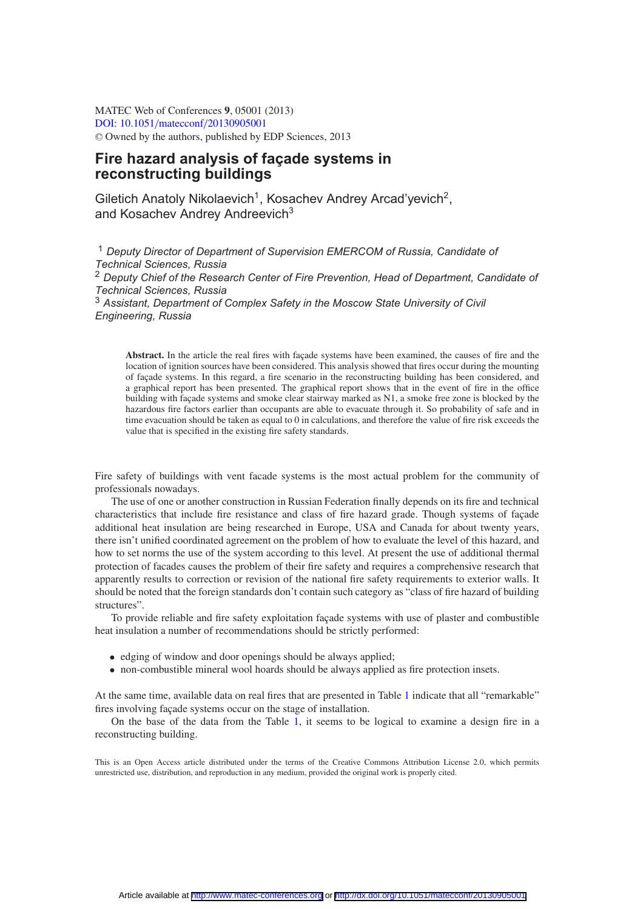# Fire hazard analysis of façade systems in reconstructing buildings

Giletich Anatoly Nikolaevich[1], Kosachev Andrey Arcad'yevich[2], and Kosachev Andrey Andreevich[3]

[1] *Deputy Director of Department of Supervision EMERCOM of Russia, Candidate of Technical Sciences, Russia*
[2] *Deputy Chief of the Research Center of Fire Prevention, Head of Department, Candidate of Technical Sciences, Russia*
[3] *Assistant, Department of Complex Safety in the Moscow State University of Civil Engineering, Russia*

**Abstract.** In the article the real fires with façade systems have been examined, the causes of fire and the location of ignition sources have been considered. This analysis showed that fires occur during the mounting of façade systems. In this regard, a fire scenario in the reconstructing building has been considered, and a graphical report has been presented. The graphical report shows that in the event of fire in the office building with façade systems and smoke clear stairway marked as N1, a smoke free zone is blocked by the hazardous fire factors earlier than occupants are able to evacuate through it. So probability of safe and in time evacuation should be taken as equal to 0 in calculations, and therefore the value of fire risk exceeds the value that is specified in the existing fire safety standards.

Fire safety of buildings with vent facade systems is the most actual problem for the community of professionals nowadays.

The use of one or another construction in Russian Federation finally depends on its fire and technical characteristics that include fire resistance and class of fire hazard grade. Though systems of façade additional heat insulation are being researched in Europe, USA and Canada for about twenty years, there isn't unified coordinated agreement on the problem of how to evaluate the level of this hazard, and how to set norms the use of the system according to this level. At present the use of additional thermal protection of facades causes the problem of their fire safety and requires a comprehensive research that apparently results to correction or revision of the national fire safety requirements to exterior walls. It should be noted that the foreign standards don't contain such category as "class of fire hazard of building structures".

To provide reliable and fire safety exploitation façade systems with use of plaster and combustible heat insulation a number of recommendations should be strictly performed:

- edging of window and door openings should be always applied;
- non-combustible mineral wool hoards should be always applied as fire protection insets.

At the same time, available data on real fires that are presented in Table 1 indicate that all "remarkable" fires involving façade systems occur on the stage of installation.

On the base of the data from the Table 1, it seems to be logical to examine a design fire in a reconstructing building.

This is an Open Access article distributed under the terms of the Creative Commons Attribution License 2.0, which permits unrestricted use, distribution, and reproduction in any medium, provided the original work is properly cited.

Article available at http://www.matec-conferences.org or http://dx.doi.org/10.1051/matecconf/20130905001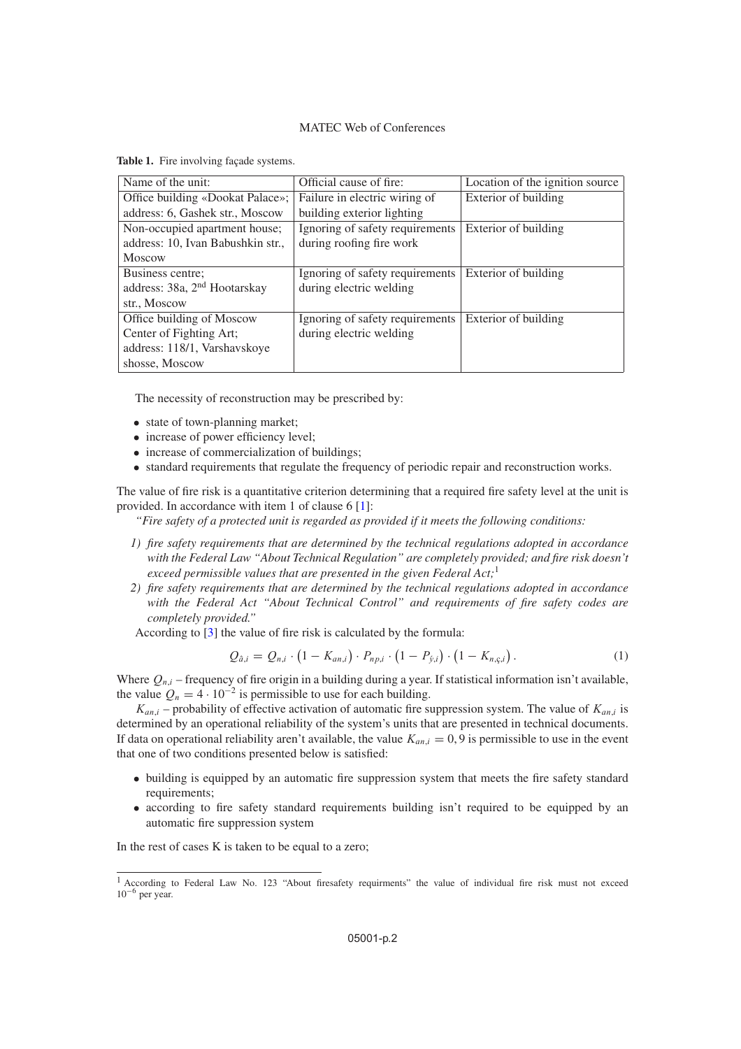**Table 1.** Fire involving façade systems.

| Name of the unit: | Official cause of fire: | Location of the ignition source |
| --- | --- | --- |
| Office building «Dookat Palace»; address: 6, Gashek str., Moscow | Failure in electric wiring of building exterior lighting | Exterior of building |
| Non-occupied apartment house; address: 10, Ivan Babushkin str., Moscow | Ignoring of safety requirements during roofing fire work | Exterior of building |
| Business centre; address: 38a, 2nd Hootarskay str., Moscow | Ignoring of safety requirements during electric welding | Exterior of building |
| Office building of Moscow Center of Fighting Art; address: 118/1, Varshavskoye shosse, Moscow | Ignoring of safety requirements during electric welding | Exterior of building |

The necessity of reconstruction may be prescribed by:

- state of town-planning market;
- increase of power efficiency level;
- increase of commercialization of buildings;
- standard requirements that regulate the frequency of periodic repair and reconstruction works.

The value of fire risk is a quantitative criterion determining that a required fire safety level at the unit is provided. In accordance with item 1 of clause 6 [1]:

*"Fire safety of a protected unit is regarded as provided if it meets the following conditions:*

1) *fire safety requirements that are determined by the technical regulations adopted in accordance with the Federal Law "About Technical Regulation" are completely provided; and fire risk doesn't exceed permissible values that are presented in the given Federal Act;*[1]
2) *fire safety requirements that are determined by the technical regulations adopted in accordance with the Federal Act "About Technical Control" and requirements of fire safety codes are completely provided."*

According to [3] the value of fire risk is calculated by the formula:

$$Q_{\hat{a},i} = Q_{n,i} \cdot \left(1 - K_{an,i}\right) \cdot P_{np,i} \cdot \left(1 - P_{\acute{y},i}\right) \cdot \left(1 - K_{n,\c{c},i}\right). \tag{1}$$

Where $Q_{n,i}$ – frequency of fire origin in a building during a year. If statistical information isn't available, the value $Q_n = 4 \cdot 10^{-2}$ is permissible to use for each building.

$K_{an,i}$ – probability of effective activation of automatic fire suppression system. The value of $K_{an,i}$ is determined by an operational reliability of the system's units that are presented in technical documents. If data on operational reliability aren't available, the value $K_{an,i} = 0,9$ is permissible to use in the event that one of two conditions presented below is satisfied:

- building is equipped by an automatic fire suppression system that meets the fire safety standard requirements;
- according to fire safety standard requirements building isn't required to be equipped by an automatic fire suppression system

In the rest of cases K is taken to be equal to a zero;

[1] According to Federal Law No. 123 "About firesafety requirments" the value of individual fire risk must not exceed $10^{-6}$ per year.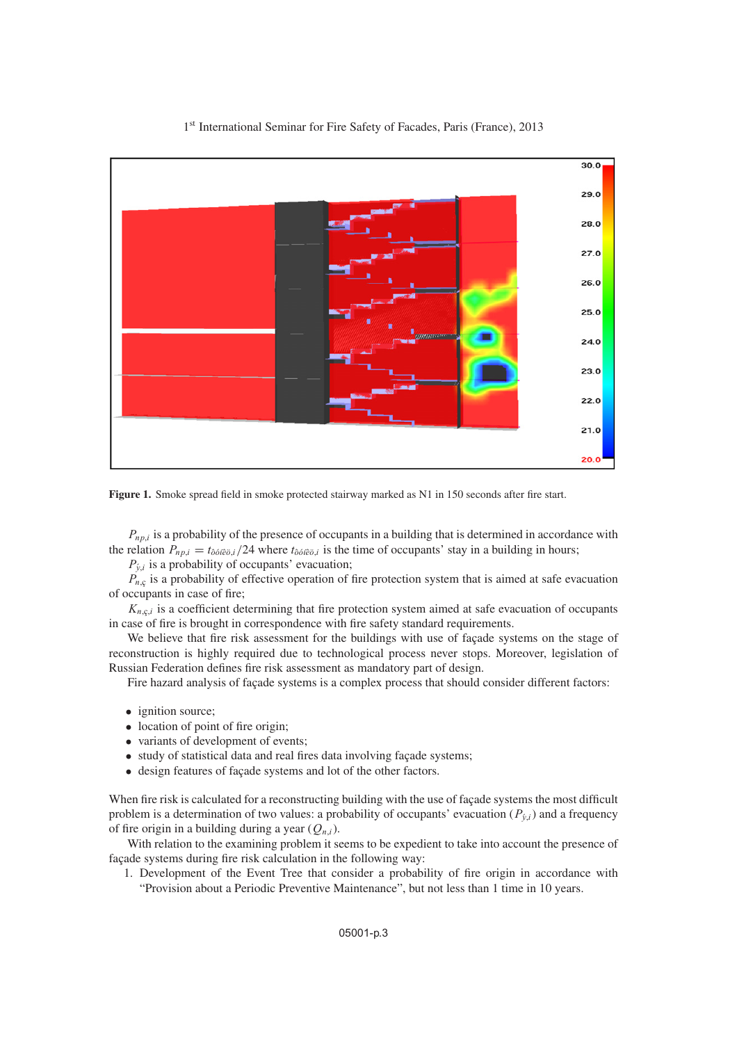**Figure 1.** Smoke spread field in smoke protected stairway marked as N1 in 150 seconds after fire start.

$P_{np,i}$ is a probability of the presence of occupants in a building that is determined in accordance with the relation $P_{np,i} = t_{ôóíêö,i}/24$ where $t_{ôóíêö,i}$ is the time of occupants' stay in a building in hours;

$P_{ý,i}$ is a probability of occupants' evacuation;

$P_{n.ç}$ is a probability of effective operation of fire protection system that is aimed at safe evacuation of occupants in case of fire;

$K_{n.ç,i}$ is a coefficient determining that fire protection system aimed at safe evacuation of occupants in case of fire is brought in correspondence with fire safety standard requirements.

We believe that fire risk assessment for the buildings with use of façade systems on the stage of reconstruction is highly required due to technological process never stops. Moreover, legislation of Russian Federation defines fire risk assessment as mandatory part of design.

Fire hazard analysis of façade systems is a complex process that should consider different factors:

- ignition source;
- location of point of fire origin;
- variants of development of events;
- study of statistical data and real fires data involving façade systems;
- design features of façade systems and lot of the other factors.

When fire risk is calculated for a reconstructing building with the use of façade systems the most difficult problem is a determination of two values: a probability of occupants' evacuation ($P_{ý,i}$) and a frequency of fire origin in a building during a year ($Q_{n,i}$).

With relation to the examining problem it seems to be expedient to take into account the presence of façade systems during fire risk calculation in the following way:

1. Development of the Event Tree that consider a probability of fire origin in accordance with "Provision about a Periodic Preventive Maintenance", but not less than 1 time in 10 years.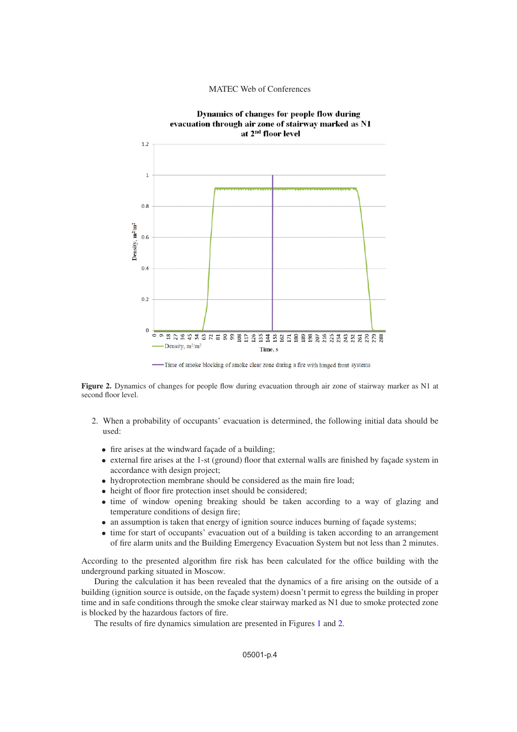**Figure 2.** Dynamics of changes for people flow during evacuation through air zone of stairway marker as N1 at second floor level.

2. When a probability of occupants' evacuation is determined, the following initial data should be used:

   - fire arises at the windward façade of a building;
   - external fire arises at the 1-st (ground) floor that external walls are finished by façade system in accordance with design project;
   - hydroprotection membrane should be considered as the main fire load;
   - height of floor fire protection inset should be considered;
   - time of window opening breaking should be taken according to a way of glazing and temperature conditions of design fire;
   - an assumption is taken that energy of ignition source induces burning of façade systems;
   - time for start of occupants' evacuation out of a building is taken according to an arrangement of fire alarm units and the Building Emergency Evacuation System but not less than 2 minutes.

According to the presented algorithm fire risk has been calculated for the office building with the underground parking situated in Moscow.

During the calculation it has been revealed that the dynamics of a fire arising on the outside of a building (ignition source is outside, on the façade system) doesn't permit to egress the building in proper time and in safe conditions through the smoke clear stairway marked as N1 due to smoke protected zone is blocked by the hazardous factors of fire.

The results of fire dynamics simulation are presented in Figures 1 and 2.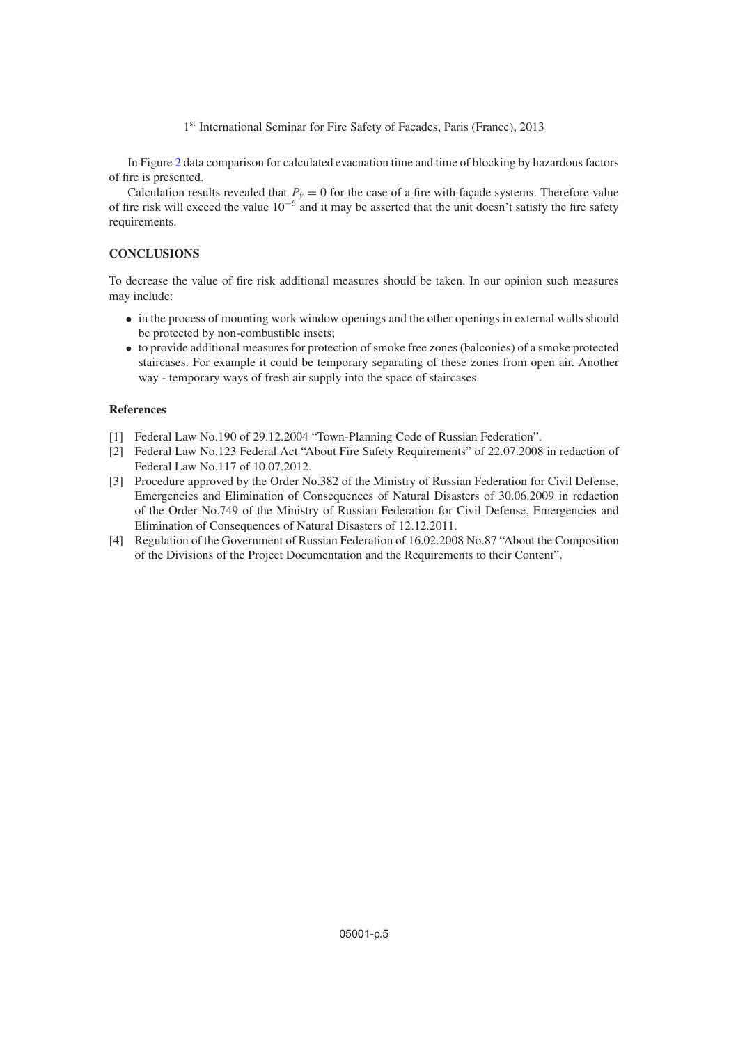In Figure 2 data comparison for calculated evacuation time and time of blocking by hazardous factors of fire is presented.

Calculation results revealed that $P_{\text{э}} = 0$ for the case of a fire with façade systems. Therefore value of fire risk will exceed the value $10^{-6}$ and it may be asserted that the unit doesn't satisfy the fire safety requirements.

## CONCLUSIONS

To decrease the value of fire risk additional measures should be taken. In our opinion such measures may include:

- in the process of mounting work window openings and the other openings in external walls should be protected by non-combustible insets;
- to provide additional measures for protection of smoke free zones (balconies) of a smoke protected staircases. For example it could be temporary separating of these zones from open air. Another way - temporary ways of fresh air supply into the space of staircases.

## References

[1] Federal Law No.190 of 29.12.2004 "Town-Planning Code of Russian Federation".

[2] Federal Law No.123 Federal Act "About Fire Safety Requirements" of 22.07.2008 in redaction of Federal Law No.117 of 10.07.2012.

[3] Procedure approved by the Order No.382 of the Ministry of Russian Federation for Civil Defense, Emergencies and Elimination of Consequences of Natural Disasters of 30.06.2009 in redaction of the Order No.749 of the Ministry of Russian Federation for Civil Defense, Emergencies and Elimination of Consequences of Natural Disasters of 12.12.2011.

[4] Regulation of the Government of Russian Federation of 16.02.2008 No.87 "About the Composition of the Divisions of the Project Documentation and the Requirements to their Content".